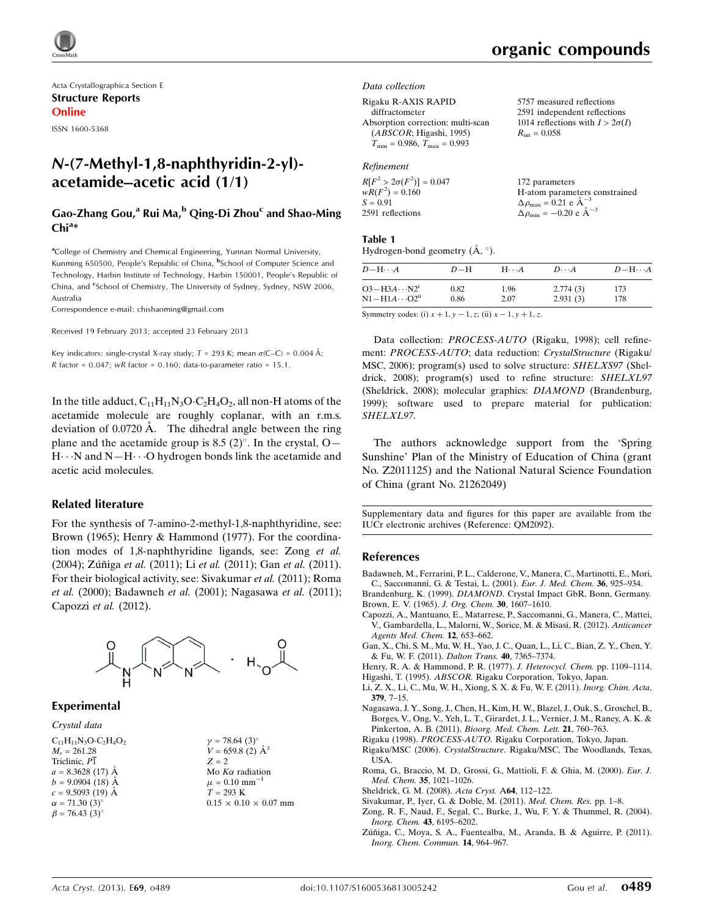Acta Crystallographica Section E
**Structure Reports Online**
ISSN 1600-5368

# N-(7-Methyl-1,8-naphthyridin-2-yl)-acetamide–acetic acid (1/1)

**Gao-Zhang Gou,[a] Rui Ma,[b] Qing-Di Zhou[c] and Shao-Ming Chi[a]***

[a]College of Chemistry and Chemical Engineering, Yunnan Normal University, Kunming 650500, People's Republic of China, [b]School of Computer Science and Technology, Harbin Institute of Technology, Harbin 150001, People's Republic of China, and [c]School of Chemistry, The University of Sydney, Sydney, NSW 2006, Australia
Correspondence e-mail: chishaoming@gmail.com

Received 19 February 2013; accepted 23 February 2013

Key indicators: single-crystal X-ray study; $T$ = 293 K; mean $\sigma$(C–C) = 0.004 Å; $R$ factor = 0.047; $wR$ factor = 0.160; data-to-parameter ratio = 15.1.

In the title adduct, $C_{11}H_{11}N_3O \cdot C_2H_4O_2$, all non-H atoms of the acetamide molecule are roughly coplanar, with an r.m.s. deviation of 0.0720 Å. The dihedral angle between the ring plane and the acetamide group is 8.5 (2)°. In the crystal, O—H···N and N—H···O hydrogen bonds link the acetamide and acetic acid molecules.

## Related literature

For the synthesis of 7-amino-2-methyl-1,8-naphthyridine, see: Brown (1965); Henry & Hammond (1977). For the coordination modes of 1,8-naphthyridine ligands, see: Zong *et al.* (2004); Zúñiga *et al.* (2011); Li *et al.* (2011); Gan *et al.* (2011). For their biological activity, see: Sivakumar *et al.* (2011); Roma *et al.* (2000); Badawneh *et al.* (2001); Nagasawa *et al.* (2011); Capozzi *et al.* (2012).

## Experimental

### Crystal data

$C_{11}H_{11}N_3O \cdot C_2H_4O_2$
$M_r$ = 261.28
Triclinic, $P\bar{1}$
$a$ = 8.3628 (17) Å
$b$ = 9.0904 (18) Å
$c$ = 9.5093 (19) Å
$\alpha$ = 71.30 (3)°
$\beta$ = 76.43 (3)°
$\gamma$ = 78.64 (3)°
$V$ = 659.8 (2) Å$^3$
$Z$ = 2
Mo $K\alpha$ radiation
$\mu$ = 0.10 mm$^{-1}$
$T$ = 293 K
0.15 × 0.10 × 0.07 mm

### Data collection

Rigaku R-AXIS RAPID diffractometer
Absorption correction: multi-scan (*ABSCOR*; Higashi, 1995)
$T_{min}$ = 0.986, $T_{max}$ = 0.993
5757 measured reflections
2591 independent reflections
1014 reflections with $I > 2\sigma(I)$
$R_{int}$ = 0.058

### Refinement

$R[F^2 > 2\sigma(F^2)]$ = 0.047
$wR(F^2)$ = 0.160
$S$ = 0.91
2591 reflections
172 parameters
H-atom parameters constrained
$\Delta\rho_{max}$ = 0.21 e Å$^{-3}$
$\Delta\rho_{min}$ = −0.20 e Å$^{-3}$

**Table 1**
Hydrogen-bond geometry (Å, °).

| $D$—H···$A$ | $D$—H | H···$A$ | $D$···$A$ | $D$—H···$A$ |
|---|---|---|---|---|
| O3—H3$A$···N2$^{i}$ | 0.82 | 1.96 | 2.774 (3) | 173 |
| N1—H1$A$···O2$^{ii}$ | 0.86 | 2.07 | 2.931 (3) | 178 |

Symmetry codes: (i) $x+1, y-1, z$; (ii) $x-1, y+1, z$.

Data collection: *PROCESS-AUTO* (Rigaku, 1998); cell refinement: *PROCESS-AUTO*; data reduction: *CrystalStructure* (Rigaku/MSC, 2006); program(s) used to solve structure: *SHELXS97* (Sheldrick, 2008); program(s) used to refine structure: *SHELXL97* (Sheldrick, 2008); molecular graphics: *DIAMOND* (Brandenburg, 1999); software used to prepare material for publication: *SHELXL97*.

The authors acknowledge support from the 'Spring Sunshine' Plan of the Ministry of Education of China (grant No. Z2011125) and the National Natural Science Foundation of China (grant No. 21262049)

Supplementary data and figures for this paper are available from the IUCr electronic archives (Reference: QM2092).

## References

Badawneh, M., Ferrarini, P. L., Calderone, V., Manera, C., Martinotti, E., Mori, C., Saccomanni, G. & Testai, L. (2001). *Eur. J. Med. Chem.* **36**, 925–934.
Brandenburg, K. (1999). *DIAMOND*. Crystal Impact GbR, Bonn, Germany.
Brown, E. V. (1965). *J. Org. Chem.* **30**, 1607–1610.
Capozzi, A., Mantuano, E., Matarrese, P., Saccomanni, G., Manera, C., Mattei, V., Gambardella, L., Malorni, W., Sorice, M. & Misasi, R. (2012). *Anticancer Agents Med. Chem.* **12**, 653–662.
Gan, X., Chi, S. M., Mu, W. H., Yao, J. C., Quan, L., Li, C., Bian, Z. Y., Chen, Y. & Fu, W. F. (2011). *Dalton Trans.* **40**, 7365–7374.
Henry, R. A. & Hammond, P. R. (1977). *J. Heterocycl. Chem.* pp. 1109–1114.
Higashi, T. (1995). *ABSCOR*. Rigaku Corporation, Tokyo, Japan.
Li, Z. X., Li, C., Mu, W. H., Xiong, S. X. & Fu, W. F. (2011). *Inorg. Chim. Acta*, **379**, 7–15.
Nagasawa, J. Y., Song, J., Chen, H., Kim, H. W., Blazel, J., Ouk, S., Groschel, B., Borges, V., Ong, V., Yeh, L. T., Girardet, J. L., Vernier, J. M., Raney, A. K. & Pinkerton, A. B. (2011). *Bioorg. Med. Chem. Lett.* **21**, 760–763.
Rigaku (1998). *PROCESS-AUTO*. Rigaku Corporation, Tokyo, Japan.
Rigaku/MSC (2006). *CrystalStructure*. Rigaku/MSC, The Woodlands, Texas, USA.
Roma, G., Braccio, M. D., Grossi, G., Mattioli, F. & Ghia, M. (2000). *Eur. J. Med. Chem.* **35**, 1021–1026.
Sheldrick, G. M. (2008). *Acta Cryst.* A**64**, 112–122.
Sivakumar, P., Iyer, G. & Doble, M. (2011). *Med. Chem. Res.* pp. 1–8.
Zong, R. F., Naud, F., Segal, C., Burke, J., Wu, F. Y. & Thummel, R. (2004). *Inorg. Chem.* **43**, 6195–6202.
Zúñiga, C., Moya, S. A., Fuentealba, M., Aranda, B. & Aguirre, P. (2011). *Inorg. Chem. Commun.* **14**, 964–967.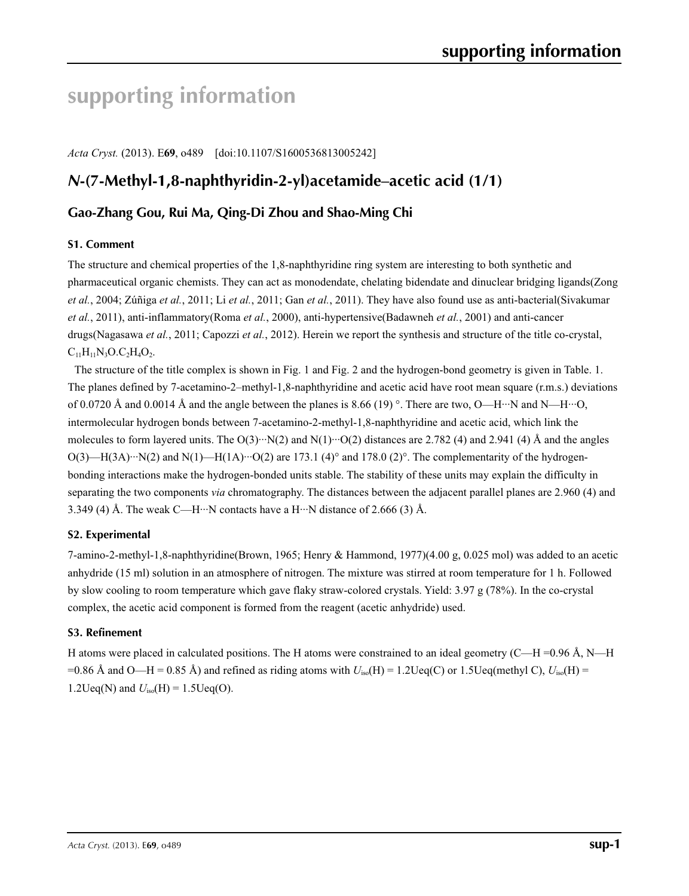# supporting information

*Acta Cryst.* (2013). E**69**, o489 [doi:10.1107/S1600536813005242]

## *N*-(7-Methyl-1,8-naphthyridin-2-yl)acetamide–acetic acid (1/1)

### Gao-Zhang Gou, Rui Ma, Qing-Di Zhou and Shao-Ming Chi

#### S1. Comment

The structure and chemical properties of the 1,8-naphthyridine ring system are interesting to both synthetic and pharmaceutical organic chemists. They can act as monodendate, chelating bidendate and dinuclear bridging ligands(Zong *et al.*, 2004; Zúñiga *et al.*, 2011; Li *et al.*, 2011; Gan *et al.*, 2011). They have also found use as anti-bacterial(Sivakumar *et al.*, 2011), anti-inflammatory(Roma *et al.*, 2000), anti-hypertensive(Badawneh *et al.*, 2001) and anti-cancer drugs(Nagasawa *et al.*, 2011; Capozzi *et al.*, 2012). Herein we report the synthesis and structure of the title co-crystal, $C_{11}H_{11}N_3O.C_2H_4O_2$.

The structure of the title complex is shown in Fig. 1 and Fig. 2 and the hydrogen-bond geometry is given in Table. 1. The planes defined by 7-acetamino-2–methyl-1,8-naphthyridine and acetic acid have root mean square (r.m.s.) deviations of 0.0720 Å and 0.0014 Å and the angle between the planes is 8.66 (19) °. There are two, O—H···N and N—H···O, intermolecular hydrogen bonds between 7-acetamino-2-methyl-1,8-naphthyridine and acetic acid, which link the molecules to form layered units. The O(3)···N(2) and N(1)···O(2) distances are 2.782 (4) and 2.941 (4) Å and the angles O(3)—H(3A)···N(2) and N(1)—H(1A)···O(2) are 173.1 (4)° and 178.0 (2)°. The complementarity of the hydrogen-bonding interactions make the hydrogen-bonded units stable. The stability of these units may explain the difficulty in separating the two components *via* chromatography. The distances between the adjacent parallel planes are 2.960 (4) and 3.349 (4) Å. The weak C—H···N contacts have a H···N distance of 2.666 (3) Å.

#### S2. Experimental

7-amino-2-methyl-1,8-naphthyridine(Brown, 1965; Henry & Hammond, 1977)(4.00 g, 0.025 mol) was added to an acetic anhydride (15 ml) solution in an atmosphere of nitrogen. The mixture was stirred at room temperature for 1 h. Followed by slow cooling to room temperature which gave flaky straw-colored crystals. Yield: 3.97 g (78%). In the co-crystal complex, the acetic acid component is formed from the reagent (acetic anhydride) used.

#### S3. Refinement

H atoms were placed in calculated positions. The H atoms were constrained to an ideal geometry (C—H =0.96 Å, N—H =0.86 Å and O—H = 0.85 Å) and refined as riding atoms with $U_{iso}$(H) = 1.2Ueq(C) or 1.5Ueq(methyl C), $U_{iso}$(H) = 1.2Ueq(N) and $U_{iso}$(H) = 1.5Ueq(O).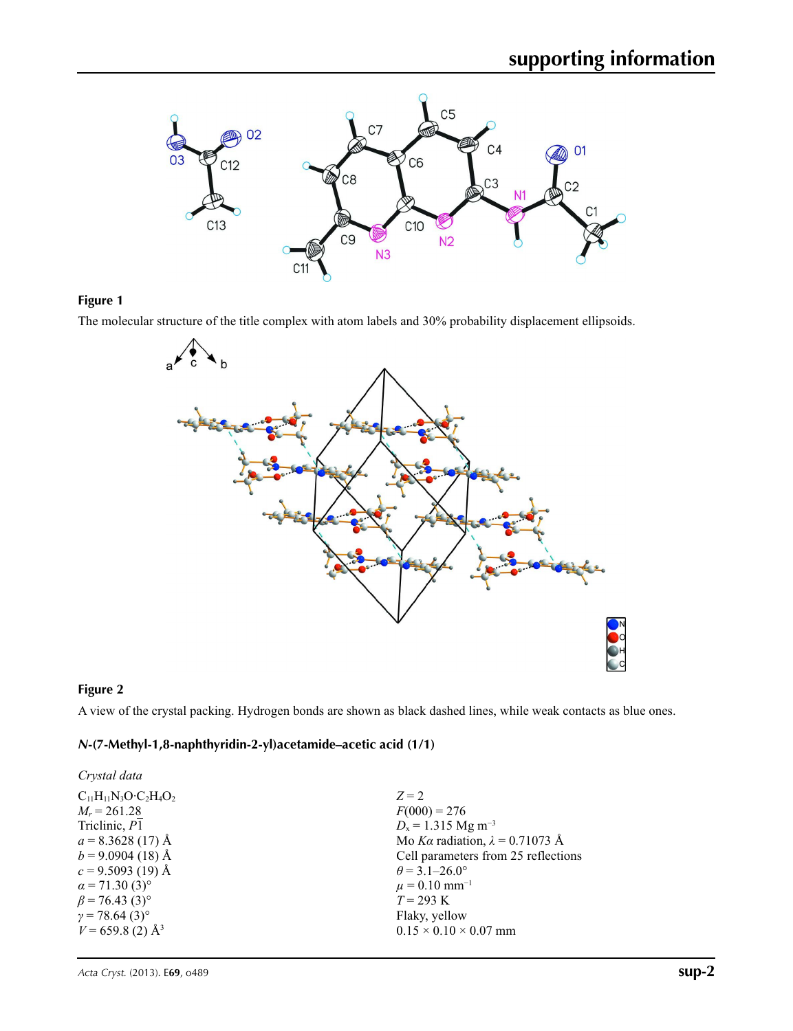**Figure 1**

The molecular structure of the title complex with atom labels and 30% probability displacement ellipsoids.

**Figure 2**

A view of the crystal packing. Hydrogen bonds are shown as black dashed lines, while weak contacts as blue ones.

### *N*-(7-Methyl-1,8-naphthyridin-2-yl)acetamide–acetic acid (1/1)

*Crystal data*

$C_{11}H_{11}N_3O{\cdot}C_2H_4O_2$
$M_r = 261.28$
Triclinic, $P\overline{1}$
$a = 8.3628$ (17) Å
$b = 9.0904$ (18) Å
$c = 9.5093$ (19) Å
$\alpha = 71.30$ (3)°
$\beta = 76.43$ (3)°
$\gamma = 78.64$ (3)°
$V = 659.8$ (2) Å$^3$
$Z = 2$
$F(000) = 276$
$D_x = 1.315$ Mg m$^{-3}$
Mo $K\alpha$ radiation, $\lambda = 0.71073$ Å
Cell parameters from 25 reflections
$\theta = 3.1$–$26.0$°
$\mu = 0.10$ mm$^{-1}$
$T = 293$ K
Flaky, yellow
$0.15 \times 0.10 \times 0.07$ mm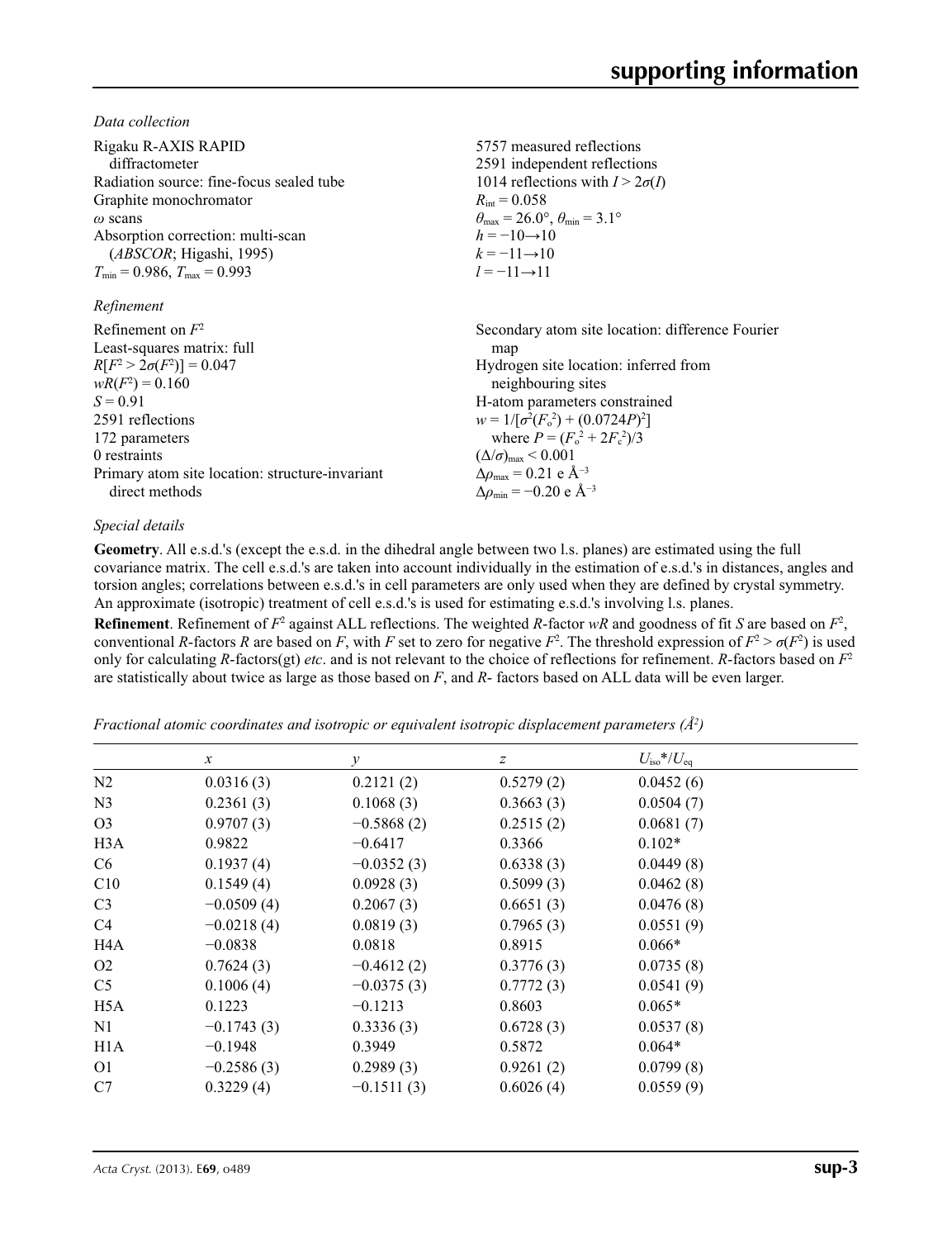*Data collection*

| | |
|---|---|
| Rigaku R-AXIS RAPID diffractometer | 5757 measured reflections |
| Radiation source: fine-focus sealed tube | 2591 independent reflections |
| Graphite monochromator | 1014 reflections with $I > 2\sigma(I)$ |
| $\omega$ scans | $R_{int} = 0.058$ |
| Absorption correction: multi-scan (*ABSCOR*; Higashi, 1995) | $\theta_{max} = 26.0°$, $\theta_{min} = 3.1°$ |
| $T_{min} = 0.986$, $T_{max} = 0.993$ | $h = -10 \rightarrow 10$ |
| | $k = -11 \rightarrow 10$ |
| | $l = -11 \rightarrow 11$ |

*Refinement*

| | |
|---|---|
| Refinement on $F^2$ | Secondary atom site location: difference Fourier map |
| Least-squares matrix: full | Hydrogen site location: inferred from neighbouring sites |
| $R[F^2 > 2\sigma(F^2)] = 0.047$ | H-atom parameters constrained |
| $wR(F^2) = 0.160$ | $w = 1/[\sigma^2(F_o^2) + (0.0724P)^2]$ where $P = (F_o^2 + 2F_c^2)/3$ |
| $S = 0.91$ | $(\Delta/\sigma)_{max} < 0.001$ |
| 2591 reflections | $\Delta\rho_{max} = 0.21$ e Å$^{-3}$ |
| 172 parameters | $\Delta\rho_{min} = -0.20$ e Å$^{-3}$ |
| 0 restraints | |
| Primary atom site location: structure-invariant direct methods | |

*Special details*

**Geometry**. All e.s.d.'s (except the e.s.d. in the dihedral angle between two l.s. planes) are estimated using the full covariance matrix. The cell e.s.d.'s are taken into account individually in the estimation of e.s.d.'s in distances, angles and torsion angles; correlations between e.s.d.'s in cell parameters are only used when they are defined by crystal symmetry. An approximate (isotropic) treatment of cell e.s.d.'s is used for estimating e.s.d.'s involving l.s. planes.

**Refinement**. Refinement of $F^2$ against ALL reflections. The weighted *R*-factor *wR* and goodness of fit *S* are based on $F^2$, conventional *R*-factors *R* are based on *F*, with *F* set to zero for negative $F^2$. The threshold expression of $F^2 > \sigma(F^2)$ is used only for calculating *R*-factors(gt) *etc*. and is not relevant to the choice of reflections for refinement. *R*-factors based on $F^2$ are statistically about twice as large as those based on *F*, and *R*- factors based on ALL data will be even larger.

*Fractional atomic coordinates and isotropic or equivalent isotropic displacement parameters (Å$^2$)*

| | *x* | *y* | *z* | $U_{iso}$*/$U_{eq}$ |
|---|---|---|---|---|
| N2 | 0.0316 (3) | 0.2121 (2) | 0.5279 (2) | 0.0452 (6) |
| N3 | 0.2361 (3) | 0.1068 (3) | 0.3663 (3) | 0.0504 (7) |
| O3 | 0.9707 (3) | −0.5868 (2) | 0.2515 (2) | 0.0681 (7) |
| H3A | 0.9822 | −0.6417 | 0.3366 | 0.102* |
| C6 | 0.1937 (4) | −0.0352 (3) | 0.6338 (3) | 0.0449 (8) |
| C10 | 0.1549 (4) | 0.0928 (3) | 0.5099 (3) | 0.0462 (8) |
| C3 | −0.0509 (4) | 0.2067 (3) | 0.6651 (3) | 0.0476 (8) |
| C4 | −0.0218 (4) | 0.0819 (3) | 0.7965 (3) | 0.0551 (9) |
| H4A | −0.0838 | 0.0818 | 0.8915 | 0.066* |
| O2 | 0.7624 (3) | −0.4612 (2) | 0.3776 (3) | 0.0735 (8) |
| C5 | 0.1006 (4) | −0.0375 (3) | 0.7772 (3) | 0.0541 (9) |
| H5A | 0.1223 | −0.1213 | 0.8603 | 0.065* |
| N1 | −0.1743 (3) | 0.3336 (3) | 0.6728 (3) | 0.0537 (8) |
| H1A | −0.1948 | 0.3949 | 0.5872 | 0.064* |
| O1 | −0.2586 (3) | 0.2989 (3) | 0.9261 (2) | 0.0799 (8) |
| C7 | 0.3229 (4) | −0.1511 (3) | 0.6026 (4) | 0.0559 (9) |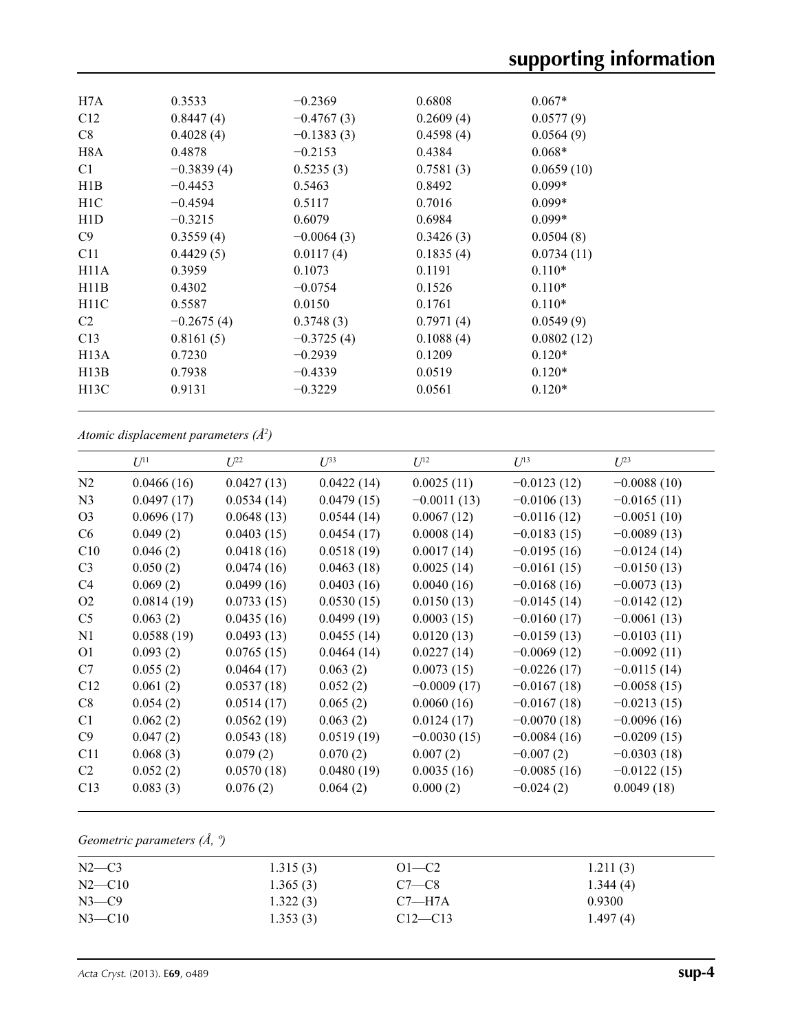| | | | | |
|---|---|---|---|---|
| H7A | 0.3533 | −0.2369 | 0.6808 | 0.067* |
| C12 | 0.8447 (4) | −0.4767 (3) | 0.2609 (4) | 0.0577 (9) |
| C8 | 0.4028 (4) | −0.1383 (3) | 0.4598 (4) | 0.0564 (9) |
| H8A | 0.4878 | −0.2153 | 0.4384 | 0.068* |
| C1 | −0.3839 (4) | 0.5235 (3) | 0.7581 (3) | 0.0659 (10) |
| H1B | −0.4453 | 0.5463 | 0.8492 | 0.099* |
| H1C | −0.4594 | 0.5117 | 0.7016 | 0.099* |
| H1D | −0.3215 | 0.6079 | 0.6984 | 0.099* |
| C9 | 0.3559 (4) | −0.0064 (3) | 0.3426 (3) | 0.0504 (8) |
| C11 | 0.4429 (5) | 0.0117 (4) | 0.1835 (4) | 0.0734 (11) |
| H11A | 0.3959 | 0.1073 | 0.1191 | 0.110* |
| H11B | 0.4302 | −0.0754 | 0.1526 | 0.110* |
| H11C | 0.5587 | 0.0150 | 0.1761 | 0.110* |
| C2 | −0.2675 (4) | 0.3748 (3) | 0.7971 (4) | 0.0549 (9) |
| C13 | 0.8161 (5) | −0.3725 (4) | 0.1088 (4) | 0.0802 (12) |
| H13A | 0.7230 | −0.2939 | 0.1209 | 0.120* |
| H13B | 0.7938 | −0.4339 | 0.0519 | 0.120* |
| H13C | 0.9131 | −0.3229 | 0.0561 | 0.120* |

*Atomic displacement parameters (Å$^2$)*

| | $U^{11}$ | $U^{22}$ | $U^{33}$ | $U^{12}$ | $U^{13}$ | $U^{23}$ |
|---|---|---|---|---|---|---|
| N2 | 0.0466 (16) | 0.0427 (13) | 0.0422 (14) | 0.0025 (11) | −0.0123 (12) | −0.0088 (10) |
| N3 | 0.0497 (17) | 0.0534 (14) | 0.0479 (15) | −0.0011 (13) | −0.0106 (13) | −0.0165 (11) |
| O3 | 0.0696 (17) | 0.0648 (13) | 0.0544 (14) | 0.0067 (12) | −0.0116 (12) | −0.0051 (10) |
| C6 | 0.049 (2) | 0.0403 (15) | 0.0454 (17) | 0.0008 (14) | −0.0183 (15) | −0.0089 (13) |
| C10 | 0.046 (2) | 0.0418 (16) | 0.0518 (19) | 0.0017 (14) | −0.0195 (16) | −0.0124 (14) |
| C3 | 0.050 (2) | 0.0474 (16) | 0.0463 (18) | 0.0025 (14) | −0.0161 (15) | −0.0150 (13) |
| C4 | 0.069 (2) | 0.0499 (16) | 0.0403 (16) | 0.0040 (16) | −0.0168 (16) | −0.0073 (13) |
| O2 | 0.0814 (19) | 0.0733 (15) | 0.0530 (15) | 0.0150 (13) | −0.0145 (14) | −0.0142 (12) |
| C5 | 0.063 (2) | 0.0435 (16) | 0.0499 (19) | 0.0003 (15) | −0.0160 (17) | −0.0061 (13) |
| N1 | 0.0588 (19) | 0.0493 (13) | 0.0455 (14) | 0.0120 (13) | −0.0159 (13) | −0.0103 (11) |
| O1 | 0.093 (2) | 0.0765 (15) | 0.0464 (14) | 0.0227 (14) | −0.0069 (12) | −0.0092 (11) |
| C7 | 0.055 (2) | 0.0464 (17) | 0.063 (2) | 0.0073 (15) | −0.0226 (17) | −0.0115 (14) |
| C12 | 0.061 (2) | 0.0537 (18) | 0.052 (2) | −0.0009 (17) | −0.0167 (18) | −0.0058 (15) |
| C8 | 0.054 (2) | 0.0514 (17) | 0.065 (2) | 0.0060 (16) | −0.0167 (18) | −0.0213 (15) |
| C1 | 0.062 (2) | 0.0562 (19) | 0.063 (2) | 0.0124 (17) | −0.0070 (18) | −0.0096 (16) |
| C9 | 0.047 (2) | 0.0543 (18) | 0.0519 (19) | −0.0030 (15) | −0.0084 (16) | −0.0209 (15) |
| C11 | 0.068 (3) | 0.079 (2) | 0.070 (2) | 0.007 (2) | −0.007 (2) | −0.0303 (18) |
| C2 | 0.052 (2) | 0.0570 (18) | 0.0480 (19) | 0.0035 (16) | −0.0085 (16) | −0.0122 (15) |
| C13 | 0.083 (3) | 0.076 (2) | 0.064 (2) | 0.000 (2) | −0.024 (2) | 0.0049 (18) |

*Geometric parameters (Å, º)*

| | | | |
|---|---|---|---|
| N2—C3 | 1.315 (3) | O1—C2 | 1.211 (3) |
| N2—C10 | 1.365 (3) | C7—C8 | 1.344 (4) |
| N3—C9 | 1.322 (3) | C7—H7A | 0.9300 |
| N3—C10 | 1.353 (3) | C12—C13 | 1.497 (4) |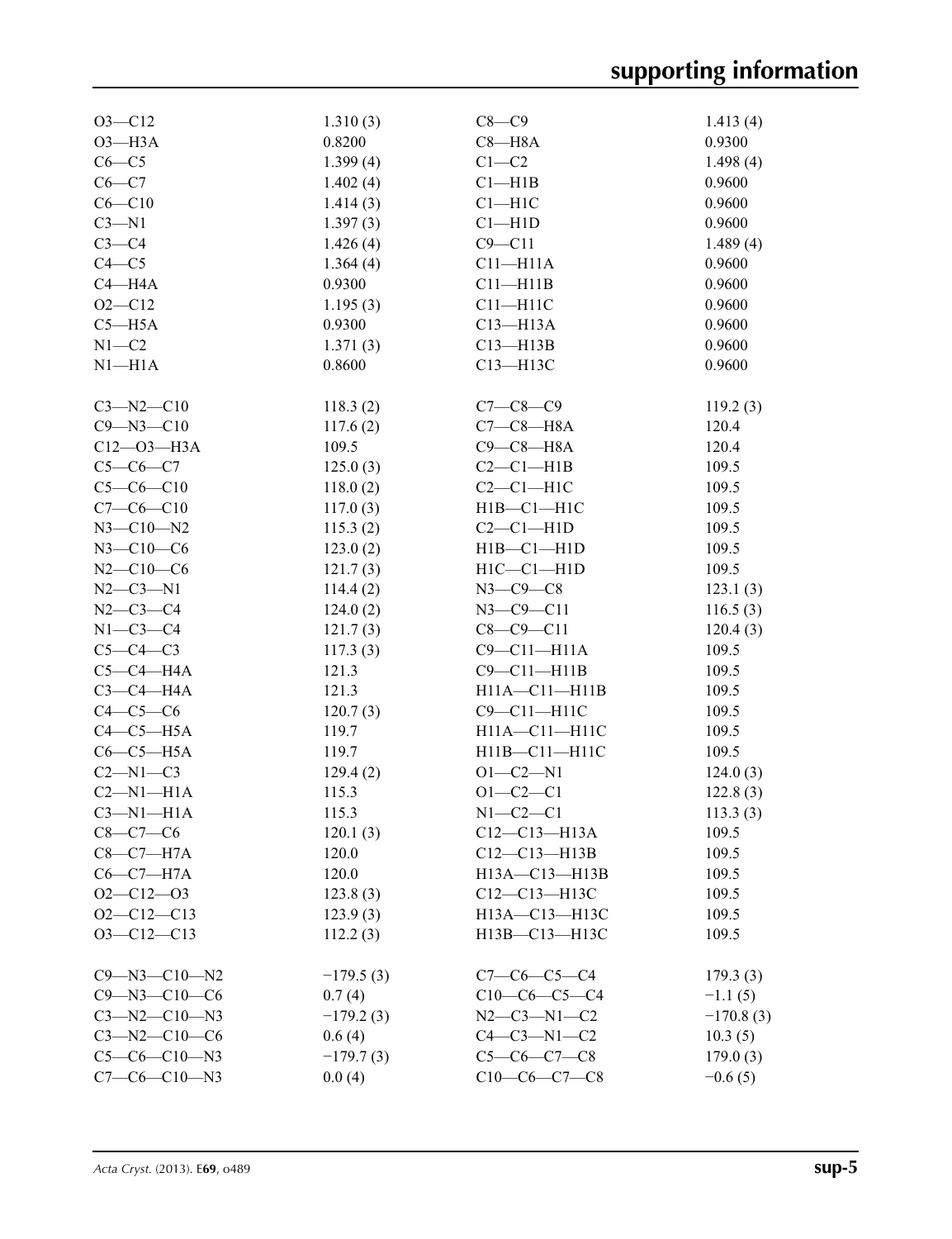| | | | |
|---|---|---|---|
| O3—C12 | 1.310 (3) | C8—C9 | 1.413 (4) |
| O3—H3A | 0.8200 | C8—H8A | 0.9300 |
| C6—C5 | 1.399 (4) | C1—C2 | 1.498 (4) |
| C6—C7 | 1.402 (4) | C1—H1B | 0.9600 |
| C6—C10 | 1.414 (3) | C1—H1C | 0.9600 |
| C3—N1 | 1.397 (3) | C1—H1D | 0.9600 |
| C3—C4 | 1.426 (4) | C9—C11 | 1.489 (4) |
| C4—C5 | 1.364 (4) | C11—H11A | 0.9600 |
| C4—H4A | 0.9300 | C11—H11B | 0.9600 |
| O2—C12 | 1.195 (3) | C11—H11C | 0.9600 |
| C5—H5A | 0.9300 | C13—H13A | 0.9600 |
| N1—C2 | 1.371 (3) | C13—H13B | 0.9600 |
| N1—H1A | 0.8600 | C13—H13C | 0.9600 |

| | | | |
|---|---|---|---|
| C3—N2—C10 | 118.3 (2) | C7—C8—C9 | 119.2 (3) |
| C9—N3—C10 | 117.6 (2) | C7—C8—H8A | 120.4 |
| C12—O3—H3A | 109.5 | C9—C8—H8A | 120.4 |
| C5—C6—C7 | 125.0 (3) | C2—C1—H1B | 109.5 |
| C5—C6—C10 | 118.0 (2) | C2—C1—H1C | 109.5 |
| C7—C6—C10 | 117.0 (3) | H1B—C1—H1C | 109.5 |
| N3—C10—N2 | 115.3 (2) | C2—C1—H1D | 109.5 |
| N3—C10—C6 | 123.0 (2) | H1B—C1—H1D | 109.5 |
| N2—C10—C6 | 121.7 (3) | H1C—C1—H1D | 109.5 |
| N2—C3—N1 | 114.4 (2) | N3—C9—C8 | 123.1 (3) |
| N2—C3—C4 | 124.0 (2) | N3—C9—C11 | 116.5 (3) |
| N1—C3—C4 | 121.7 (3) | C8—C9—C11 | 120.4 (3) |
| C5—C4—C3 | 117.3 (3) | C9—C11—H11A | 109.5 |
| C5—C4—H4A | 121.3 | C9—C11—H11B | 109.5 |
| C3—C4—H4A | 121.3 | H11A—C11—H11B | 109.5 |
| C4—C5—C6 | 120.7 (3) | C9—C11—H11C | 109.5 |
| C4—C5—H5A | 119.7 | H11A—C11—H11C | 109.5 |
| C6—C5—H5A | 119.7 | H11B—C11—H11C | 109.5 |
| C2—N1—C3 | 129.4 (2) | O1—C2—N1 | 124.0 (3) |
| C2—N1—H1A | 115.3 | O1—C2—C1 | 122.8 (3) |
| C3—N1—H1A | 115.3 | N1—C2—C1 | 113.3 (3) |
| C8—C7—C6 | 120.1 (3) | C12—C13—H13A | 109.5 |
| C8—C7—H7A | 120.0 | C12—C13—H13B | 109.5 |
| C6—C7—H7A | 120.0 | H13A—C13—H13B | 109.5 |
| O2—C12—O3 | 123.8 (3) | C12—C13—H13C | 109.5 |
| O2—C12—C13 | 123.9 (3) | H13A—C13—H13C | 109.5 |
| O3—C12—C13 | 112.2 (3) | H13B—C13—H13C | 109.5 |

| | | | |
|---|---|---|---|
| C9—N3—C10—N2 | −179.5 (3) | C7—C6—C5—C4 | 179.3 (3) |
| C9—N3—C10—C6 | 0.7 (4) | C10—C6—C5—C4 | −1.1 (5) |
| C3—N2—C10—N3 | −179.2 (3) | N2—C3—N1—C2 | −170.8 (3) |
| C3—N2—C10—C6 | 0.6 (4) | C4—C3—N1—C2 | 10.3 (5) |
| C5—C6—C10—N3 | −179.7 (3) | C5—C6—C7—C8 | 179.0 (3) |
| C7—C6—C10—N3 | 0.0 (4) | C10—C6—C7—C8 | −0.6 (5) |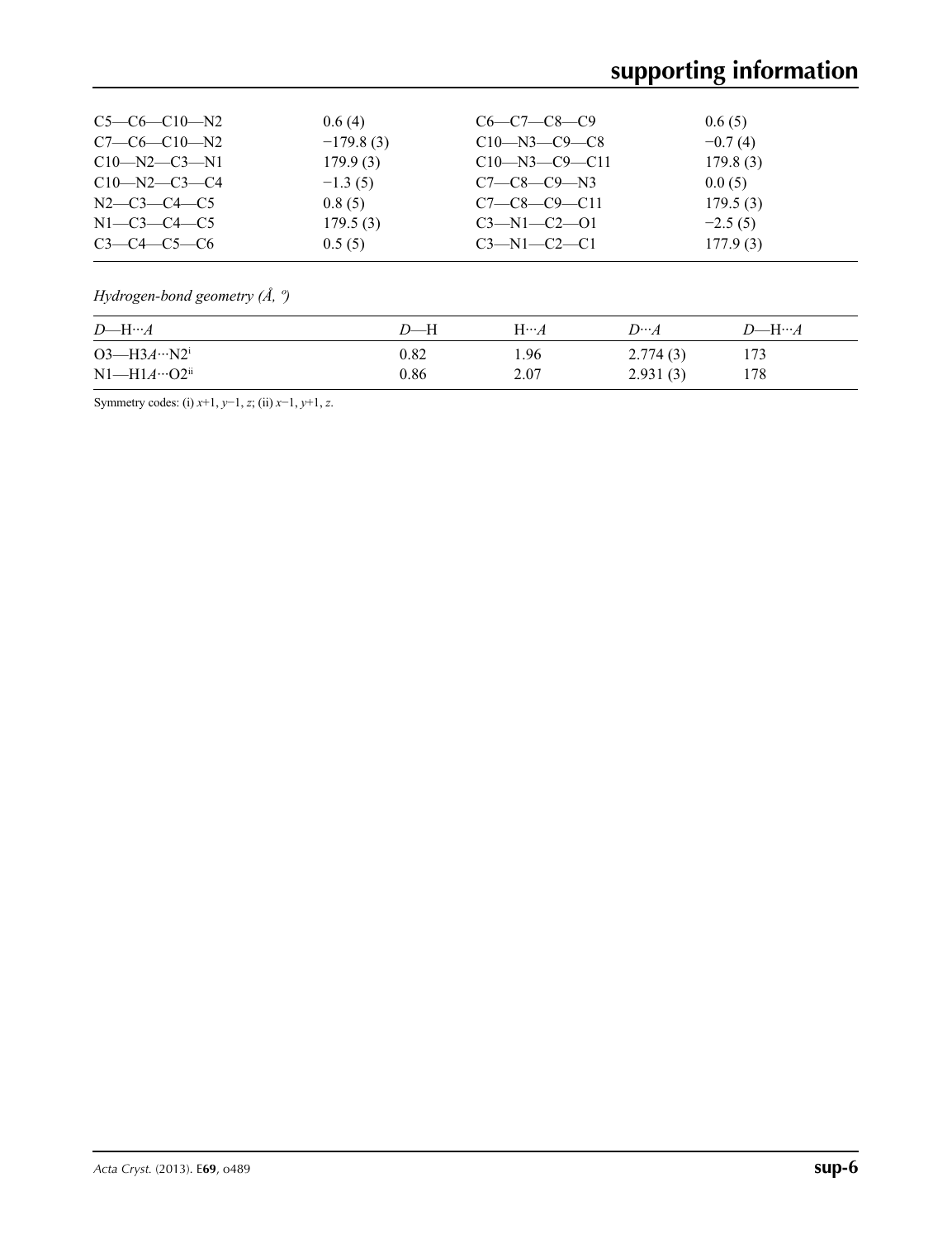| | | | |
|---|---|---|---|
| C5—C6—C10—N2 | 0.6 (4) | C6—C7—C8—C9 | 0.6 (5) |
| C7—C6—C10—N2 | −179.8 (3) | C10—N3—C9—C8 | −0.7 (4) |
| C10—N2—C3—N1 | 179.9 (3) | C10—N3—C9—C11 | 179.8 (3) |
| C10—N2—C3—C4 | −1.3 (5) | C7—C8—C9—N3 | 0.0 (5) |
| N2—C3—C4—C5 | 0.8 (5) | C7—C8—C9—C11 | 179.5 (3) |
| N1—C3—C4—C5 | 179.5 (3) | C3—N1—C2—O1 | −2.5 (5) |
| C3—C4—C5—C6 | 0.5 (5) | C3—N1—C2—C1 | 177.9 (3) |

*Hydrogen-bond geometry (Å, º)*

| *D*—H···*A* | *D*—H | H···*A* | *D*···*A* | *D*—H···*A* |
|---|---|---|---|---|
| O3—H3*A*···N2[i] | 0.82 | 1.96 | 2.774 (3) | 173 |
| N1—H1*A*···O2[ii] | 0.86 | 2.07 | 2.931 (3) | 178 |

Symmetry codes: (i) *x*+1, *y*−1, *z*; (ii) *x*−1, *y*+1, *z*.